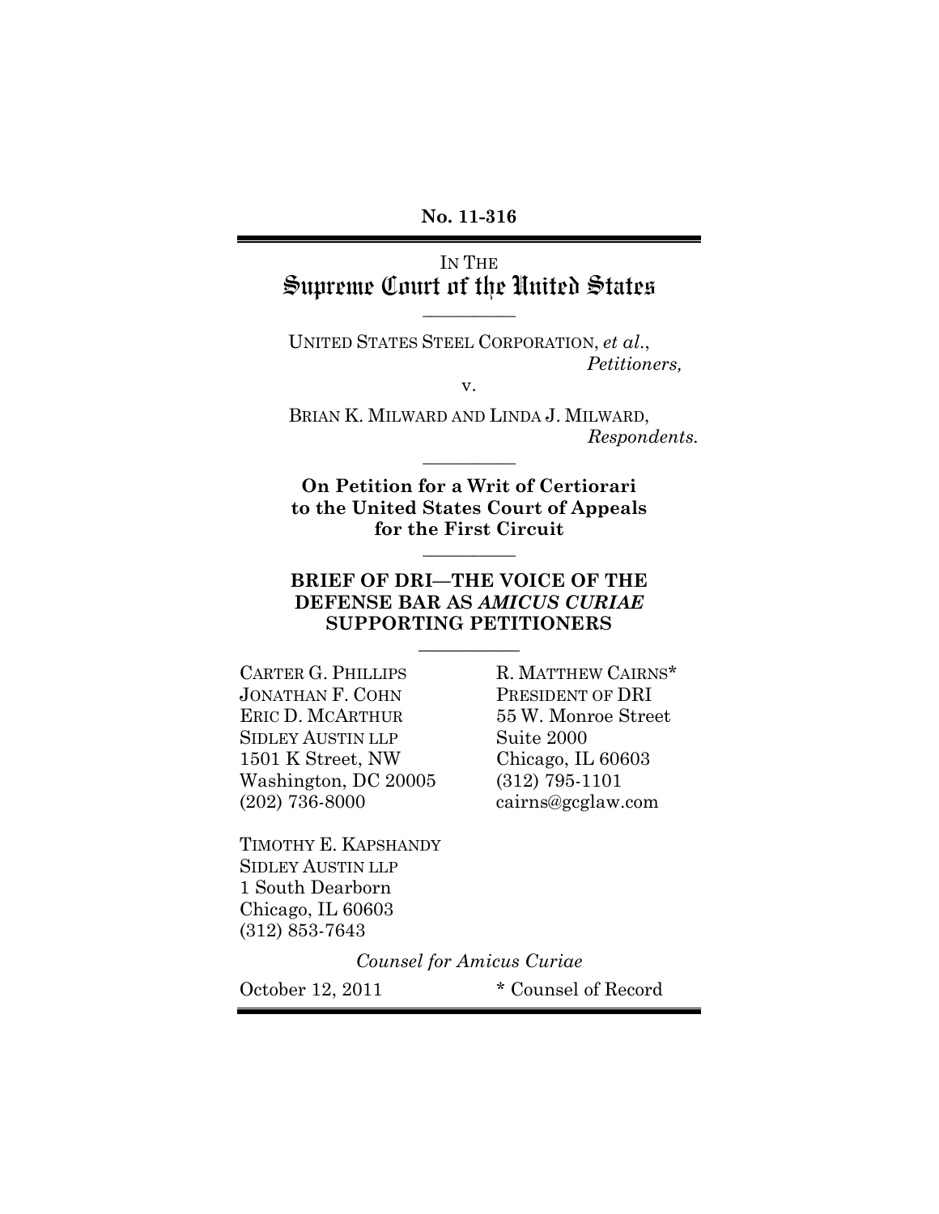**No. 11-316**

IN THE
# Supreme Court of the United States

---

UNITED STATES STEEL CORPORATION, *et al.*,
*Petitioners,*

v.

BRIAN K. MILWARD AND LINDA J. MILWARD,
*Respondents.*

---

**On Petition for a Writ of Certiorari to the United States Court of Appeals for the First Circuit**

---

**BRIEF OF DRI—THE VOICE OF THE DEFENSE BAR AS *AMICUS CURIAE* SUPPORTING PETITIONERS**

---

CARTER G. PHILLIPS
JONATHAN F. COHN
ERIC D. MCARTHUR
SIDLEY AUSTIN LLP
1501 K Street, NW
Washington, DC 20005
(202) 736-8000

TIMOTHY E. KAPSHANDY
SIDLEY AUSTIN LLP
1 South Dearborn
Chicago, IL 60603
(312) 853-7643

R. MATTHEW CAIRNS*
PRESIDENT OF DRI
55 W. Monroe Street
Suite 2000
Chicago, IL 60603
(312) 795-1101
cairns@gcglaw.com

*Counsel for Amicus Curiae*

October 12, 2011

\* Counsel of Record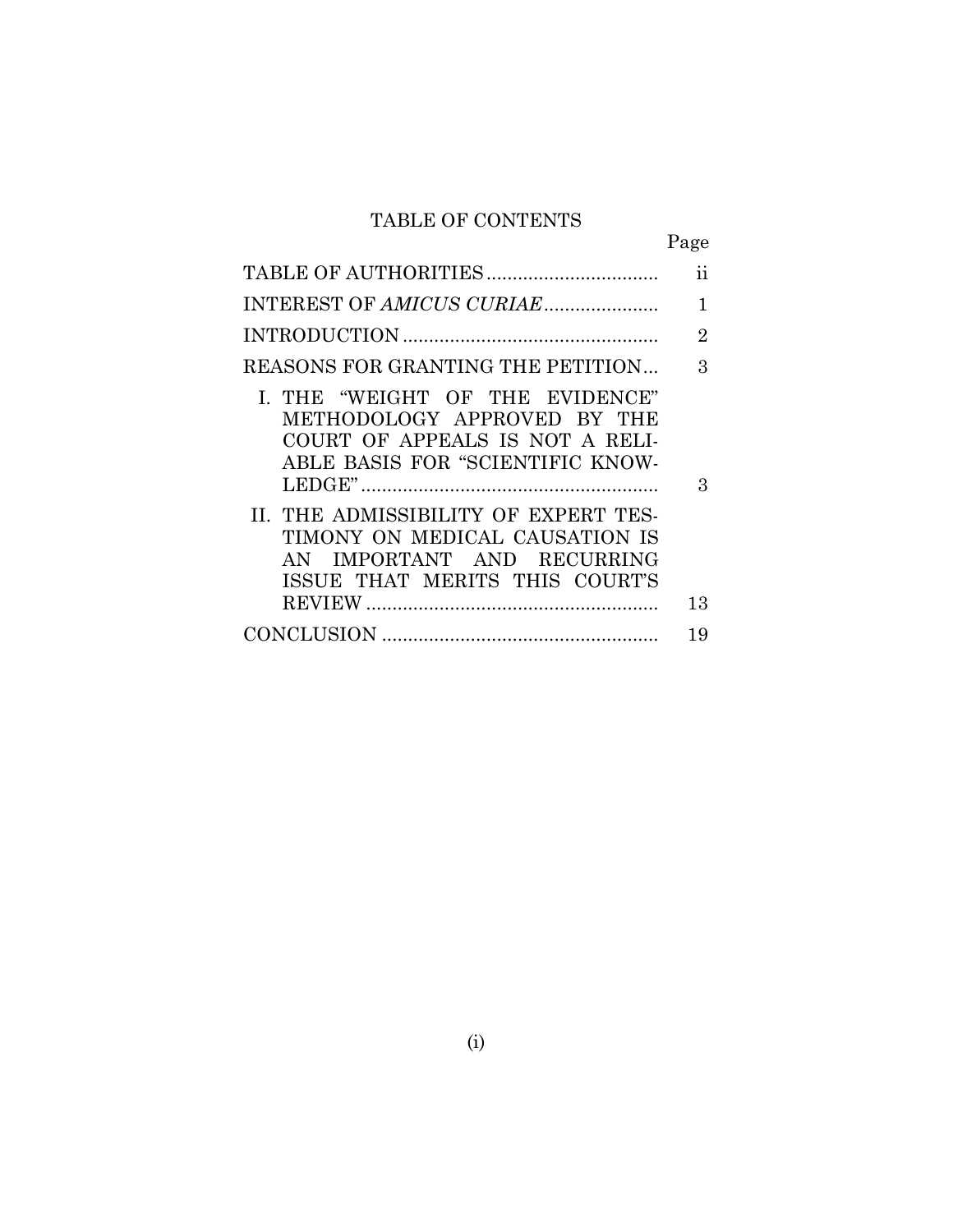# TABLE OF CONTENTS

| | Page |
|---|---|
| TABLE OF AUTHORITIES | ii |
| INTEREST OF *AMICUS CURIAE* | 1 |
| INTRODUCTION | 2 |
| REASONS FOR GRANTING THE PETITION | 3 |
| I. THE "WEIGHT OF THE EVIDENCE" METHODOLOGY APPROVED BY THE COURT OF APPEALS IS NOT A RELIABLE BASIS FOR "SCIENTIFIC KNOWLEDGE" | 3 |
| II. THE ADMISSIBILITY OF EXPERT TESTIMONY ON MEDICAL CAUSATION IS AN IMPORTANT AND RECURRING ISSUE THAT MERITS THIS COURT'S REVIEW | 13 |
| CONCLUSION | 19 |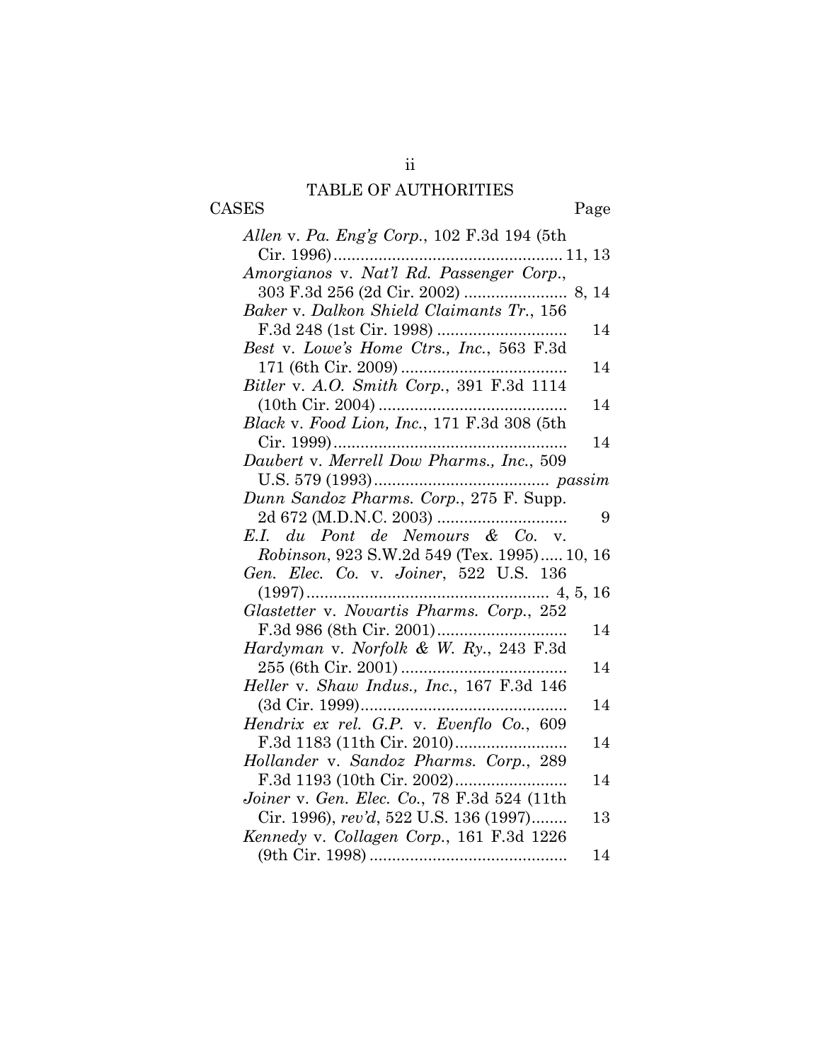# TABLE OF AUTHORITIES

CASES Page

*Allen* v. *Pa. Eng'g Corp.*, 102 F.3d 194 (5th Cir. 1996) .......... 11, 13

*Amorgianos* v. *Nat'l Rd. Passenger Corp.*, 303 F.3d 256 (2d Cir. 2002) .......... 8, 14

*Baker* v. *Dalkon Shield Claimants Tr.*, 156 F.3d 248 (1st Cir. 1998) .......... 14

*Best* v. *Lowe's Home Ctrs., Inc.*, 563 F.3d 171 (6th Cir. 2009) .......... 14

*Bitler* v. *A.O. Smith Corp.*, 391 F.3d 1114 (10th Cir. 2004) .......... 14

*Black* v. *Food Lion, Inc.*, 171 F.3d 308 (5th Cir. 1999) .......... 14

*Daubert* v. *Merrell Dow Pharms., Inc.*, 509 U.S. 579 (1993) .......... *passim*

*Dunn Sandoz Pharms. Corp.*, 275 F. Supp. 2d 672 (M.D.N.C. 2003) .......... 9

*E.I. du Pont de Nemours & Co.* v. *Robinson*, 923 S.W.2d 549 (Tex. 1995) .......... 10, 16

*Gen. Elec. Co.* v. *Joiner*, 522 U.S. 136 (1997) .......... 4, 5, 16

*Glastetter* v. *Novartis Pharms. Corp.*, 252 F.3d 986 (8th Cir. 2001) .......... 14

*Hardyman* v. *Norfolk & W. Ry.*, 243 F.3d 255 (6th Cir. 2001) .......... 14

*Heller* v. *Shaw Indus., Inc.*, 167 F.3d 146 (3d Cir. 1999) .......... 14

*Hendrix ex rel. G.P.* v. *Evenflo Co.*, 609 F.3d 1183 (11th Cir. 2010) .......... 14

*Hollander* v. *Sandoz Pharms. Corp.*, 289 F.3d 1193 (10th Cir. 2002) .......... 14

*Joiner* v. *Gen. Elec. Co.*, 78 F.3d 524 (11th Cir. 1996), *rev'd*, 522 U.S. 136 (1997) .......... 13

*Kennedy* v. *Collagen Corp.*, 161 F.3d 1226 (9th Cir. 1998) .......... 14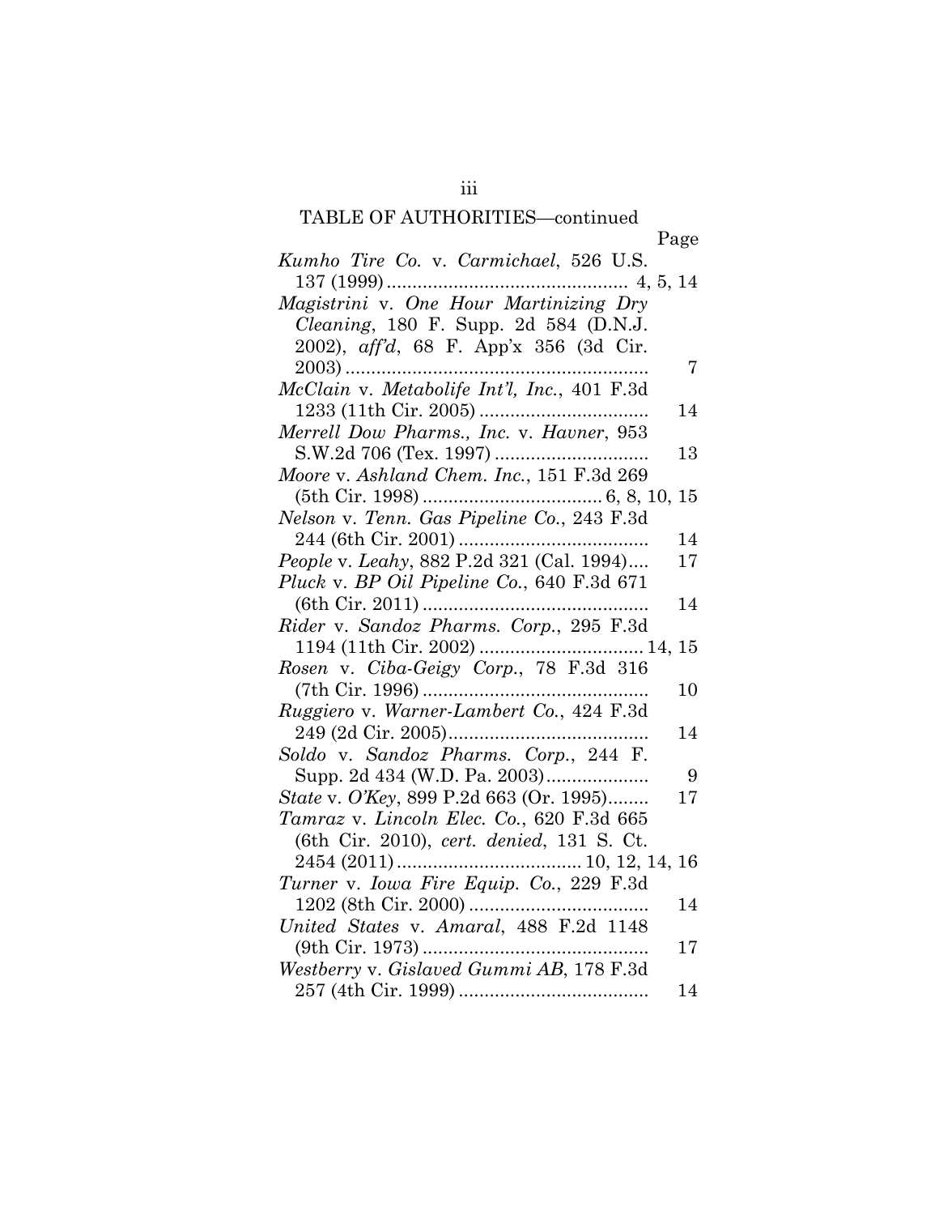## TABLE OF AUTHORITIES—continued

| | Page |
|---|---|
| *Kumho Tire Co.* v. *Carmichael*, 526 U.S. 137 (1999) | 4, 5, 14 |
| *Magistrini* v. *One Hour Martinizing Dry Cleaning*, 180 F. Supp. 2d 584 (D.N.J. 2002), *aff'd*, 68 F. App'x 356 (3d Cir. 2003) | 7 |
| *McClain* v. *Metabolife Int'l, Inc.*, 401 F.3d 1233 (11th Cir. 2005) | 14 |
| *Merrell Dow Pharms., Inc.* v. *Havner*, 953 S.W.2d 706 (Tex. 1997) | 13 |
| *Moore* v. *Ashland Chem. Inc.*, 151 F.3d 269 (5th Cir. 1998) | 6, 8, 10, 15 |
| *Nelson* v. *Tenn. Gas Pipeline Co.*, 243 F.3d 244 (6th Cir. 2001) | 14 |
| *People* v. *Leahy*, 882 P.2d 321 (Cal. 1994) | 17 |
| *Pluck* v. *BP Oil Pipeline Co.*, 640 F.3d 671 (6th Cir. 2011) | 14 |
| *Rider* v. *Sandoz Pharms. Corp.*, 295 F.3d 1194 (11th Cir. 2002) | 14, 15 |
| *Rosen* v. *Ciba-Geigy Corp.*, 78 F.3d 316 (7th Cir. 1996) | 10 |
| *Ruggiero* v. *Warner-Lambert Co.*, 424 F.3d 249 (2d Cir. 2005) | 14 |
| *Soldo* v. *Sandoz Pharms. Corp.*, 244 F. Supp. 2d 434 (W.D. Pa. 2003) | 9 |
| *State* v. *O'Key*, 899 P.2d 663 (Or. 1995) | 17 |
| *Tamraz* v. *Lincoln Elec. Co.*, 620 F.3d 665 (6th Cir. 2010), *cert. denied*, 131 S. Ct. 2454 (2011) | 10, 12, 14, 16 |
| *Turner* v. *Iowa Fire Equip. Co.*, 229 F.3d 1202 (8th Cir. 2000) | 14 |
| *United States* v. *Amaral*, 488 F.2d 1148 (9th Cir. 1973) | 17 |
| *Westberry* v. *Gislaved Gummi AB*, 178 F.3d 257 (4th Cir. 1999) | 14 |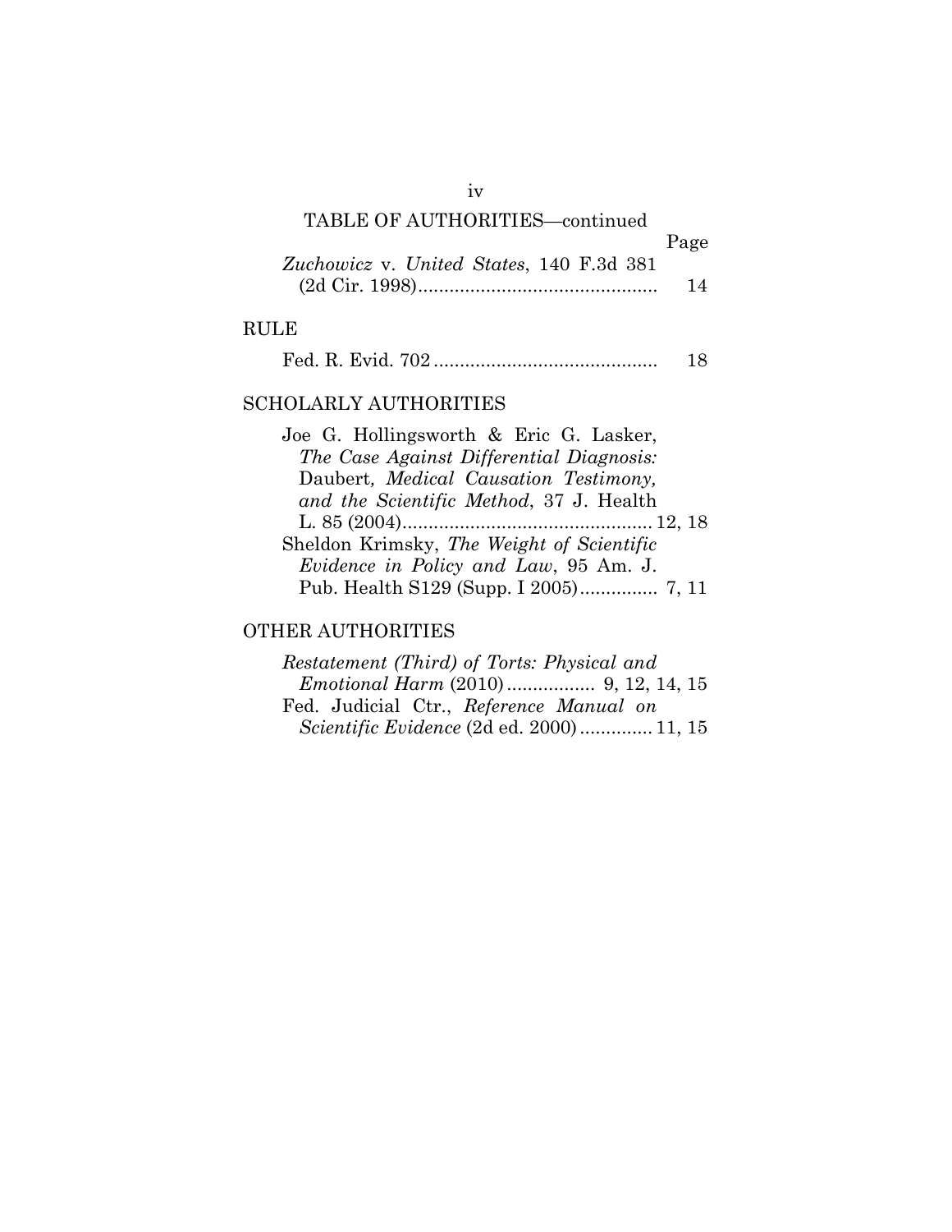TABLE OF AUTHORITIES—continued

| | Page |
|---|---|
| *Zuchowicz* v. *United States*, 140 F.3d 381 (2d Cir. 1998) | 14 |

## RULE

| | |
|---|---|
| Fed. R. Evid. 702 | 18 |

## SCHOLARLY AUTHORITIES

| | |
|---|---|
| Joe G. Hollingsworth & Eric G. Lasker, *The Case Against Differential Diagnosis:* Daubert*, Medical Causation Testimony, and the Scientific Method*, 37 J. Health L. 85 (2004) | 12, 18 |
| Sheldon Krimsky, *The Weight of Scientific Evidence in Policy and Law*, 95 Am. J. Pub. Health S129 (Supp. I 2005) | 7, 11 |

## OTHER AUTHORITIES

| | |
|---|---|
| *Restatement (Third) of Torts: Physical and Emotional Harm* (2010) | 9, 12, 14, 15 |
| Fed. Judicial Ctr., *Reference Manual on Scientific Evidence* (2d ed. 2000) | 11, 15 |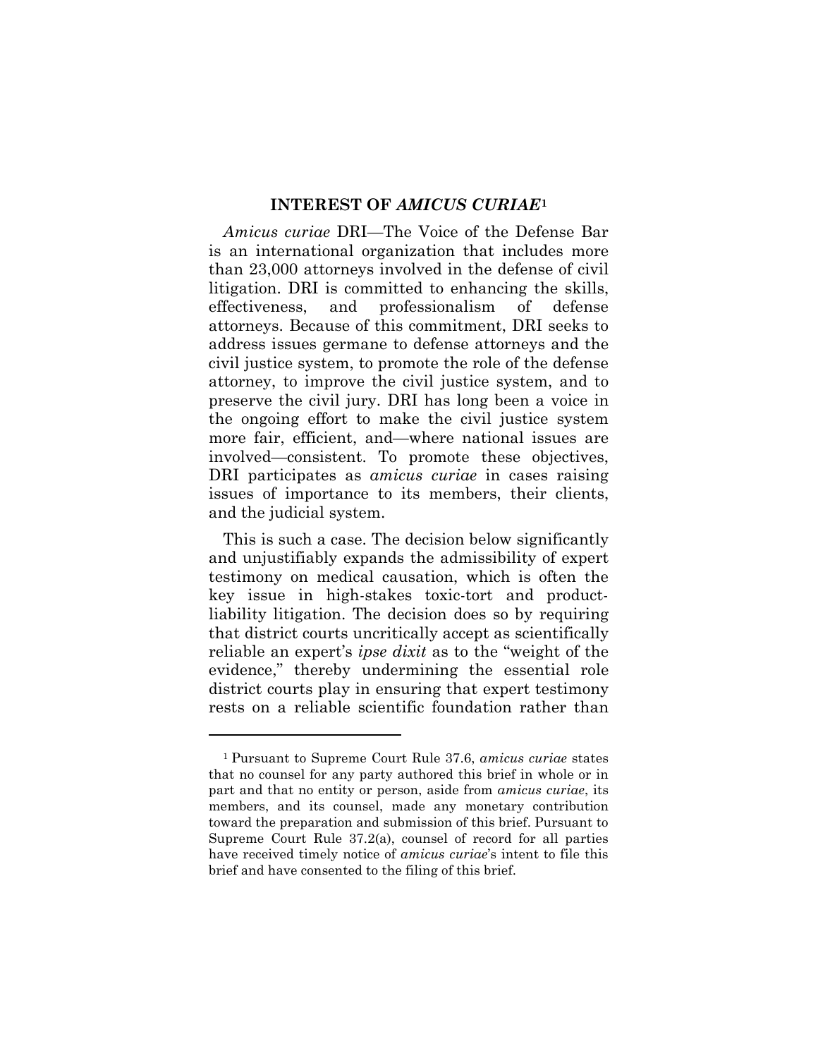## INTEREST OF *AMICUS CURIAE*[1]

*Amicus curiae* DRI—The Voice of the Defense Bar is an international organization that includes more than 23,000 attorneys involved in the defense of civil litigation. DRI is committed to enhancing the skills, effectiveness, and professionalism of defense attorneys. Because of this commitment, DRI seeks to address issues germane to defense attorneys and the civil justice system, to promote the role of the defense attorney, to improve the civil justice system, and to preserve the civil jury. DRI has long been a voice in the ongoing effort to make the civil justice system more fair, efficient, and—where national issues are involved—consistent. To promote these objectives, DRI participates as *amicus curiae* in cases raising issues of importance to its members, their clients, and the judicial system.

This is such a case. The decision below significantly and unjustifiably expands the admissibility of expert testimony on medical causation, which is often the key issue in high-stakes toxic-tort and product-liability litigation. The decision does so by requiring that district courts uncritically accept as scientifically reliable an expert's *ipse dixit* as to the "weight of the evidence," thereby undermining the essential role district courts play in ensuring that expert testimony rests on a reliable scientific foundation rather than

---

[1] Pursuant to Supreme Court Rule 37.6, *amicus curiae* states that no counsel for any party authored this brief in whole or in part and that no entity or person, aside from *amicus curiae*, its members, and its counsel, made any monetary contribution toward the preparation and submission of this brief. Pursuant to Supreme Court Rule 37.2(a), counsel of record for all parties have received timely notice of *amicus curiae*'s intent to file this brief and have consented to the filing of this brief.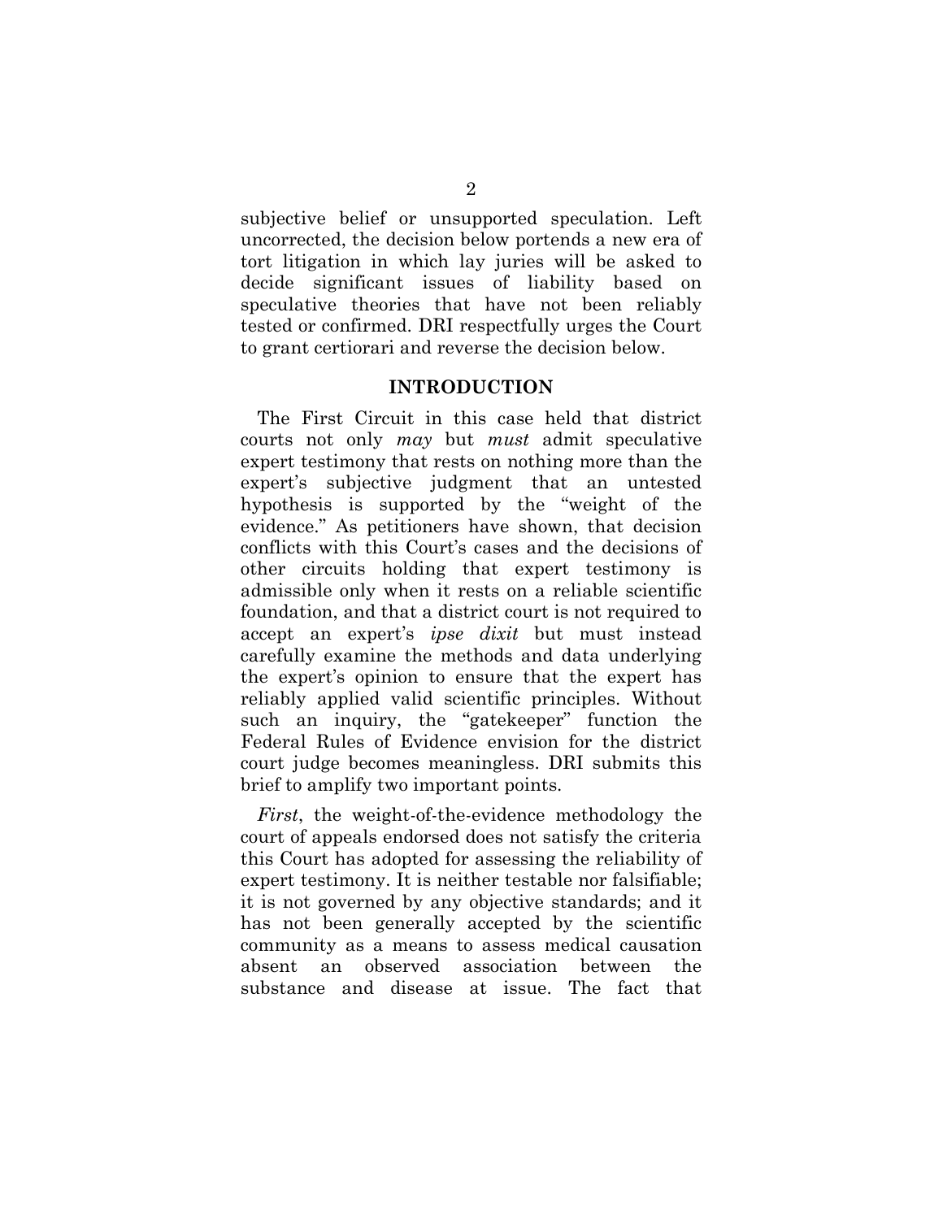subjective belief or unsupported speculation. Left uncorrected, the decision below portends a new era of tort litigation in which lay juries will be asked to decide significant issues of liability based on speculative theories that have not been reliably tested or confirmed. DRI respectfully urges the Court to grant certiorari and reverse the decision below.

## INTRODUCTION

The First Circuit in this case held that district courts not only *may* but *must* admit speculative expert testimony that rests on nothing more than the expert's subjective judgment that an untested hypothesis is supported by the "weight of the evidence." As petitioners have shown, that decision conflicts with this Court's cases and the decisions of other circuits holding that expert testimony is admissible only when it rests on a reliable scientific foundation, and that a district court is not required to accept an expert's *ipse dixit* but must instead carefully examine the methods and data underlying the expert's opinion to ensure that the expert has reliably applied valid scientific principles. Without such an inquiry, the "gatekeeper" function the Federal Rules of Evidence envision for the district court judge becomes meaningless. DRI submits this brief to amplify two important points.

*First*, the weight-of-the-evidence methodology the court of appeals endorsed does not satisfy the criteria this Court has adopted for assessing the reliability of expert testimony. It is neither testable nor falsifiable; it is not governed by any objective standards; and it has not been generally accepted by the scientific community as a means to assess medical causation absent an observed association between the substance and disease at issue. The fact that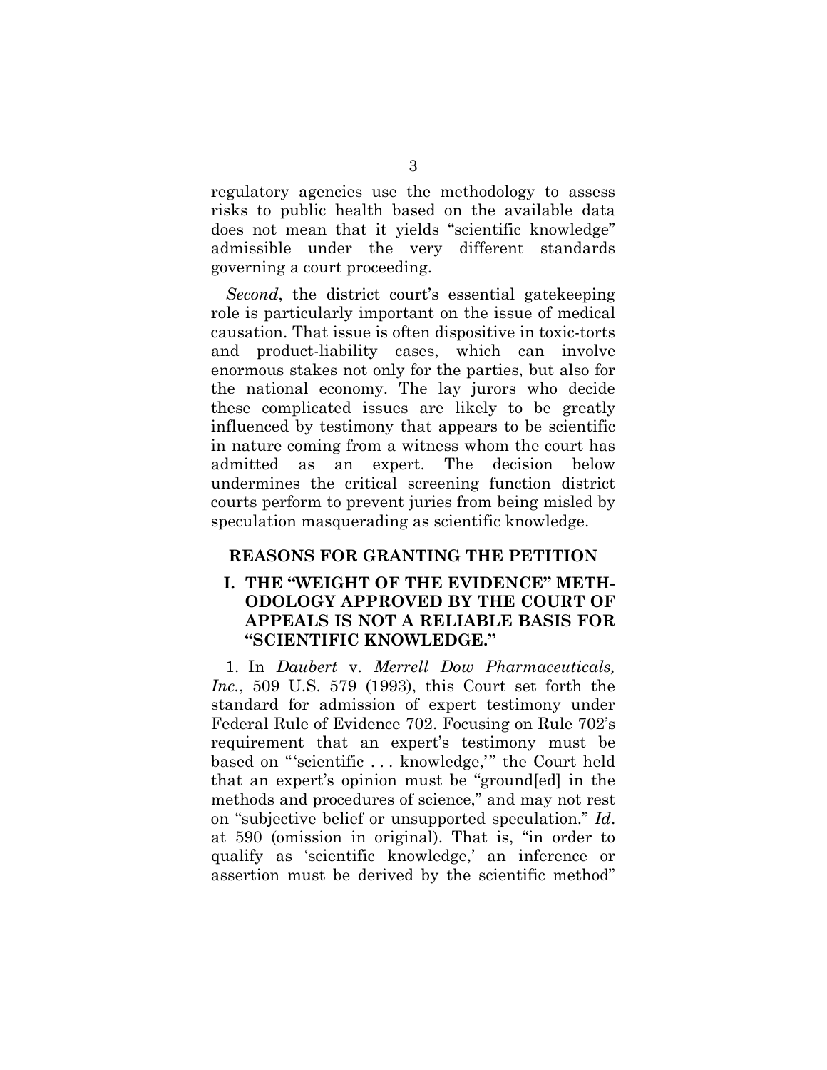regulatory agencies use the methodology to assess risks to public health based on the available data does not mean that it yields "scientific knowledge" admissible under the very different standards governing a court proceeding.

*Second*, the district court's essential gatekeeping role is particularly important on the issue of medical causation. That issue is often dispositive in toxic-torts and product-liability cases, which can involve enormous stakes not only for the parties, but also for the national economy. The lay jurors who decide these complicated issues are likely to be greatly influenced by testimony that appears to be scientific in nature coming from a witness whom the court has admitted as an expert. The decision below undermines the critical screening function district courts perform to prevent juries from being misled by speculation masquerading as scientific knowledge.

## REASONS FOR GRANTING THE PETITION

### I. THE "WEIGHT OF THE EVIDENCE" METHODOLOGY APPROVED BY THE COURT OF APPEALS IS NOT A RELIABLE BASIS FOR "SCIENTIFIC KNOWLEDGE."

1. In *Daubert* v. *Merrell Dow Pharmaceuticals, Inc.*, 509 U.S. 579 (1993), this Court set forth the standard for admission of expert testimony under Federal Rule of Evidence 702. Focusing on Rule 702's requirement that an expert's testimony must be based on "'scientific . . . knowledge,'" the Court held that an expert's opinion must be "ground[ed] in the methods and procedures of science," and may not rest on "subjective belief or unsupported speculation." *Id*. at 590 (omission in original). That is, "in order to qualify as 'scientific knowledge,' an inference or assertion must be derived by the scientific method"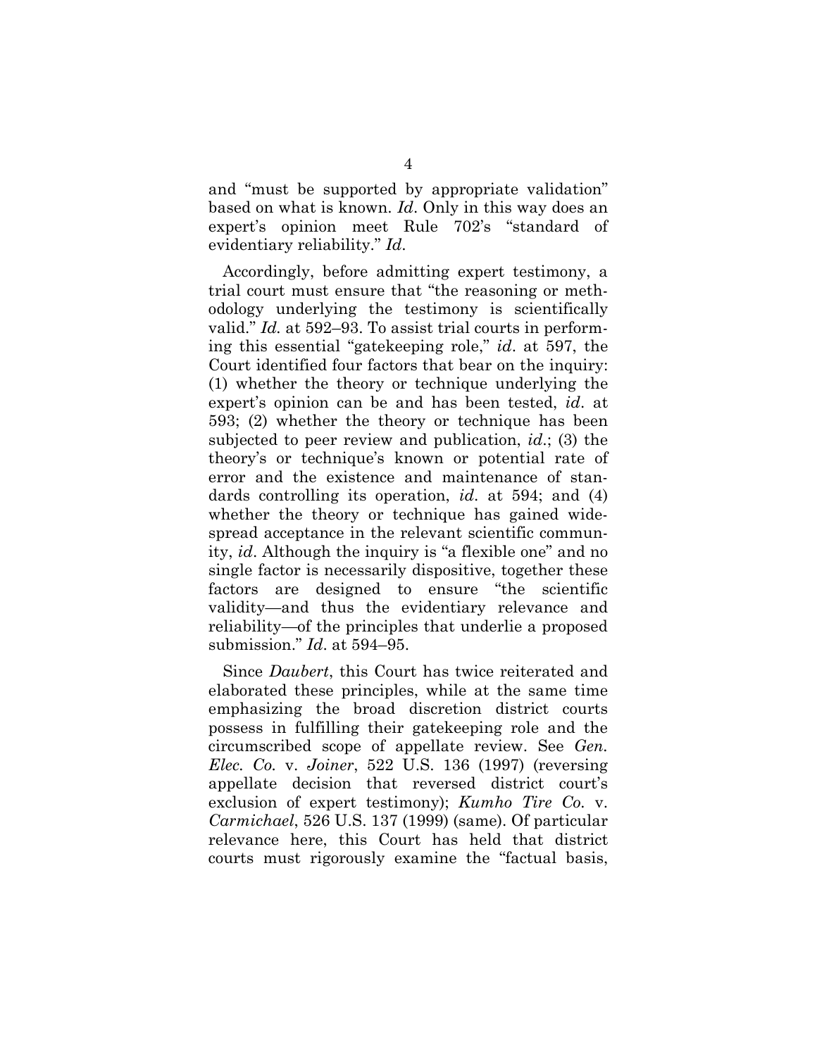and "must be supported by appropriate validation" based on what is known. *Id*. Only in this way does an expert's opinion meet Rule 702's "standard of evidentiary reliability." *Id*.

Accordingly, before admitting expert testimony, a trial court must ensure that "the reasoning or methodology underlying the testimony is scientifically valid." *Id.* at 592–93. To assist trial courts in performing this essential "gatekeeping role," *id*. at 597, the Court identified four factors that bear on the inquiry: (1) whether the theory or technique underlying the expert's opinion can be and has been tested, *id*. at 593; (2) whether the theory or technique has been subjected to peer review and publication, *id*.; (3) the theory's or technique's known or potential rate of error and the existence and maintenance of standards controlling its operation, *id*. at 594; and (4) whether the theory or technique has gained widespread acceptance in the relevant scientific community, *id*. Although the inquiry is "a flexible one" and no single factor is necessarily dispositive, together these factors are designed to ensure "the scientific validity—and thus the evidentiary relevance and reliability—of the principles that underlie a proposed submission." *Id*. at 594–95.

Since *Daubert*, this Court has twice reiterated and elaborated these principles, while at the same time emphasizing the broad discretion district courts possess in fulfilling their gatekeeping role and the circumscribed scope of appellate review. See *Gen. Elec. Co.* v. *Joiner*, 522 U.S. 136 (1997) (reversing appellate decision that reversed district court's exclusion of expert testimony); *Kumho Tire Co.* v. *Carmichael*, 526 U.S. 137 (1999) (same). Of particular relevance here, this Court has held that district courts must rigorously examine the "factual basis,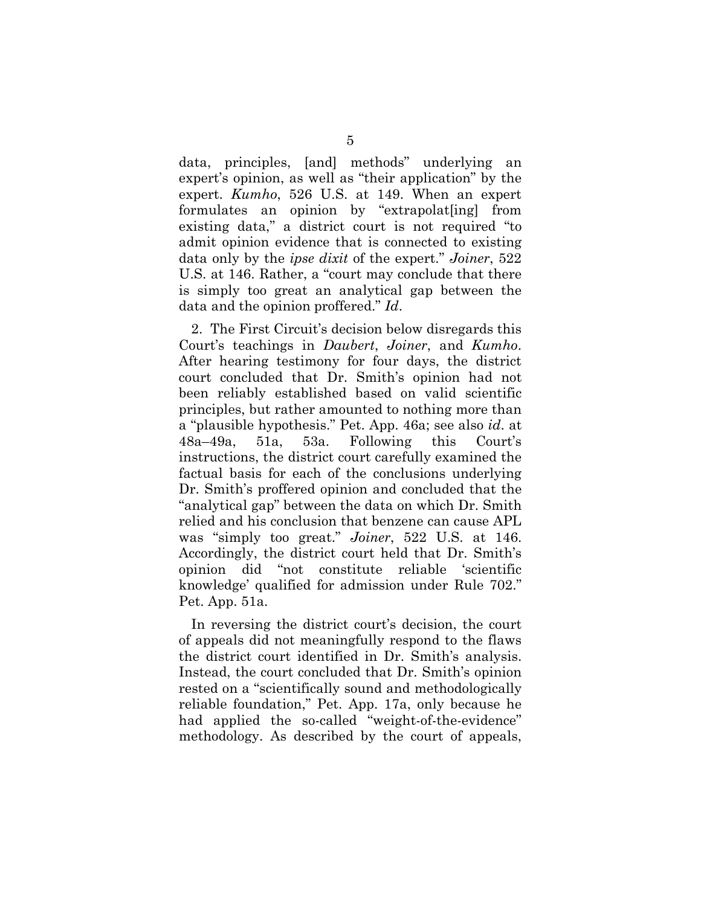data, principles, [and] methods" underlying an expert's opinion, as well as "their application" by the expert. *Kumho*, 526 U.S. at 149. When an expert formulates an opinion by "extrapolat[ing] from existing data," a district court is not required "to admit opinion evidence that is connected to existing data only by the *ipse dixit* of the expert." *Joiner*, 522 U.S. at 146. Rather, a "court may conclude that there is simply too great an analytical gap between the data and the opinion proffered." *Id*.

2. The First Circuit's decision below disregards this Court's teachings in *Daubert*, *Joiner*, and *Kumho*. After hearing testimony for four days, the district court concluded that Dr. Smith's opinion had not been reliably established based on valid scientific principles, but rather amounted to nothing more than a "plausible hypothesis." Pet. App. 46a; see also *id*. at 48a–49a, 51a, 53a. Following this Court's instructions, the district court carefully examined the factual basis for each of the conclusions underlying Dr. Smith's proffered opinion and concluded that the "analytical gap" between the data on which Dr. Smith relied and his conclusion that benzene can cause APL was "simply too great." *Joiner*, 522 U.S. at 146. Accordingly, the district court held that Dr. Smith's opinion did "not constitute reliable 'scientific knowledge' qualified for admission under Rule 702." Pet. App. 51a.

In reversing the district court's decision, the court of appeals did not meaningfully respond to the flaws the district court identified in Dr. Smith's analysis. Instead, the court concluded that Dr. Smith's opinion rested on a "scientifically sound and methodologically reliable foundation," Pet. App. 17a, only because he had applied the so-called "weight-of-the-evidence" methodology. As described by the court of appeals,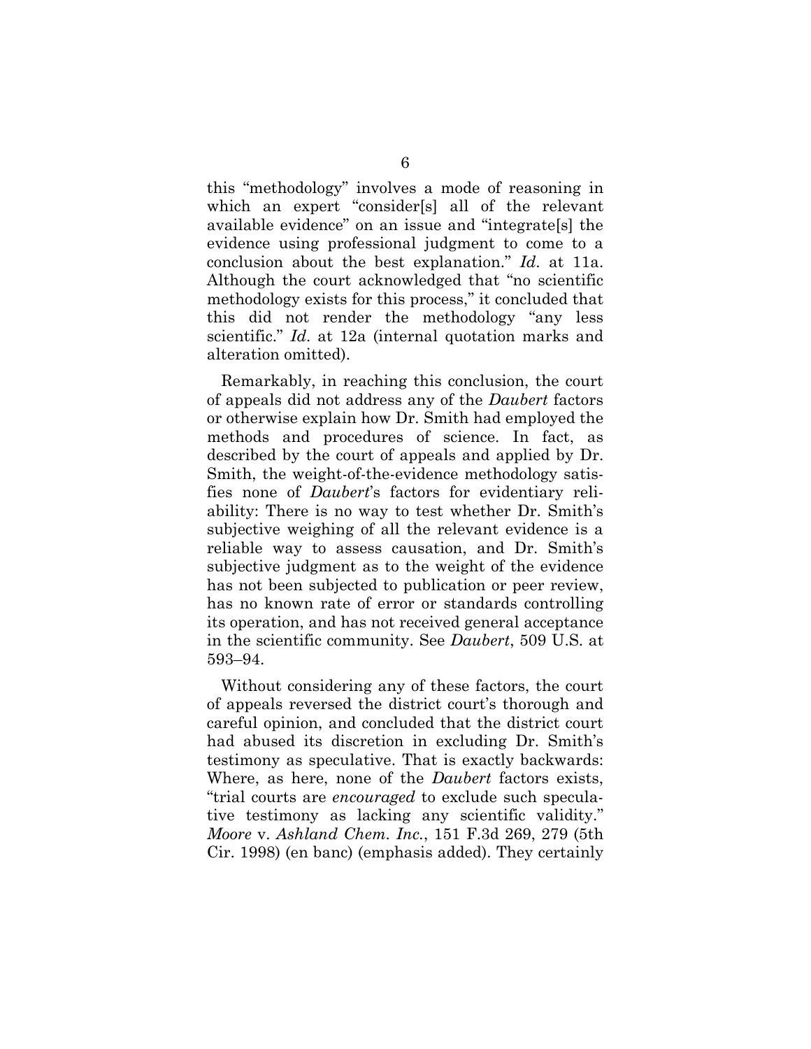this "methodology" involves a mode of reasoning in which an expert "consider[s] all of the relevant available evidence" on an issue and "integrate[s] the evidence using professional judgment to come to a conclusion about the best explanation." *Id*. at 11a. Although the court acknowledged that "no scientific methodology exists for this process," it concluded that this did not render the methodology "any less scientific." *Id*. at 12a (internal quotation marks and alteration omitted).

Remarkably, in reaching this conclusion, the court of appeals did not address any of the *Daubert* factors or otherwise explain how Dr. Smith had employed the methods and procedures of science. In fact, as described by the court of appeals and applied by Dr. Smith, the weight-of-the-evidence methodology satisfies none of *Daubert*'s factors for evidentiary reliability: There is no way to test whether Dr. Smith's subjective weighing of all the relevant evidence is a reliable way to assess causation, and Dr. Smith's subjective judgment as to the weight of the evidence has not been subjected to publication or peer review, has no known rate of error or standards controlling its operation, and has not received general acceptance in the scientific community. See *Daubert*, 509 U.S. at 593–94.

Without considering any of these factors, the court of appeals reversed the district court's thorough and careful opinion, and concluded that the district court had abused its discretion in excluding Dr. Smith's testimony as speculative. That is exactly backwards: Where, as here, none of the *Daubert* factors exists, "trial courts are *encouraged* to exclude such speculative testimony as lacking any scientific validity." *Moore* v. *Ashland Chem. Inc.*, 151 F.3d 269, 279 (5th Cir. 1998) (en banc) (emphasis added). They certainly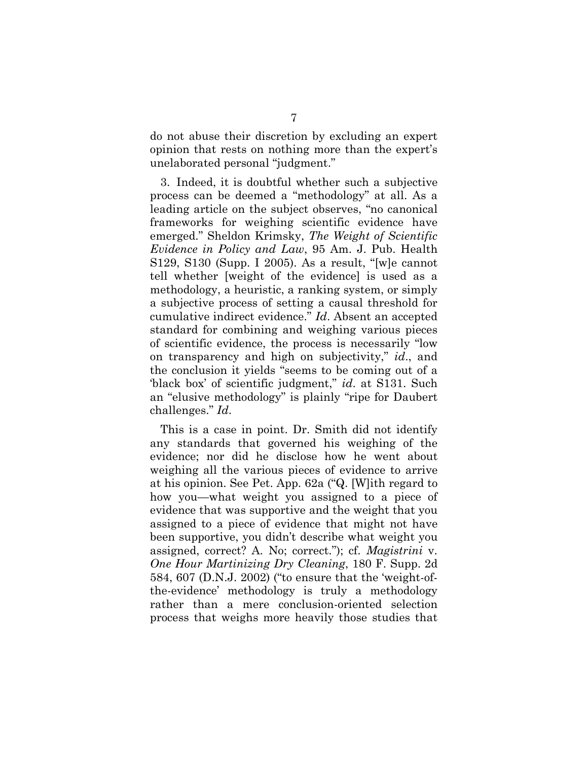do not abuse their discretion by excluding an expert opinion that rests on nothing more than the expert's unelaborated personal "judgment."

3. Indeed, it is doubtful whether such a subjective process can be deemed a "methodology" at all. As a leading article on the subject observes, "no canonical frameworks for weighing scientific evidence have emerged." Sheldon Krimsky, *The Weight of Scientific Evidence in Policy and Law*, 95 Am. J. Pub. Health S129, S130 (Supp. I 2005). As a result, "[w]e cannot tell whether [weight of the evidence] is used as a methodology, a heuristic, a ranking system, or simply a subjective process of setting a causal threshold for cumulative indirect evidence." *Id*. Absent an accepted standard for combining and weighing various pieces of scientific evidence, the process is necessarily "low on transparency and high on subjectivity," *id*., and the conclusion it yields "seems to be coming out of a 'black box' of scientific judgment," *id*. at S131. Such an "elusive methodology" is plainly "ripe for Daubert challenges." *Id*.

This is a case in point. Dr. Smith did not identify any standards that governed his weighing of the evidence; nor did he disclose how he went about weighing all the various pieces of evidence to arrive at his opinion. See Pet. App. 62a ("Q. [W]ith regard to how you—what weight you assigned to a piece of evidence that was supportive and the weight that you assigned to a piece of evidence that might not have been supportive, you didn't describe what weight you assigned, correct? A. No; correct."); cf. *Magistrini* v. *One Hour Martinizing Dry Cleaning*, 180 F. Supp. 2d 584, 607 (D.N.J. 2002) ("to ensure that the 'weight-of-the-evidence' methodology is truly a methodology rather than a mere conclusion-oriented selection process that weighs more heavily those studies that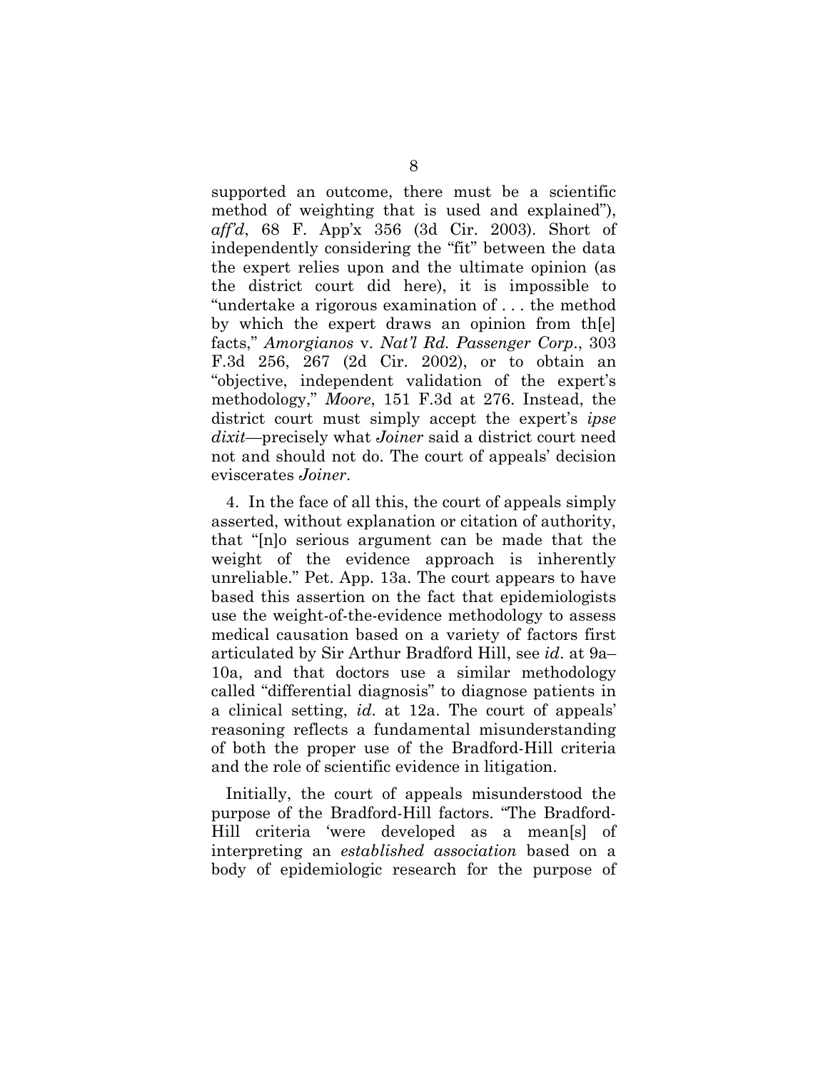supported an outcome, there must be a scientific method of weighting that is used and explained"), *aff'd*, 68 F. App'x 356 (3d Cir. 2003). Short of independently considering the "fit" between the data the expert relies upon and the ultimate opinion (as the district court did here), it is impossible to "undertake a rigorous examination of . . . the method by which the expert draws an opinion from th[e] facts," *Amorgianos* v. *Nat'l Rd. Passenger Corp.*, 303 F.3d 256, 267 (2d Cir. 2002), or to obtain an "objective, independent validation of the expert's methodology," *Moore*, 151 F.3d at 276. Instead, the district court must simply accept the expert's *ipse dixit*—precisely what *Joiner* said a district court need not and should not do. The court of appeals' decision eviscerates *Joiner*.

4. In the face of all this, the court of appeals simply asserted, without explanation or citation of authority, that "[n]o serious argument can be made that the weight of the evidence approach is inherently unreliable." Pet. App. 13a. The court appears to have based this assertion on the fact that epidemiologists use the weight-of-the-evidence methodology to assess medical causation based on a variety of factors first articulated by Sir Arthur Bradford Hill, see *id*. at 9a–10a, and that doctors use a similar methodology called "differential diagnosis" to diagnose patients in a clinical setting, *id*. at 12a. The court of appeals' reasoning reflects a fundamental misunderstanding of both the proper use of the Bradford-Hill criteria and the role of scientific evidence in litigation.

Initially, the court of appeals misunderstood the purpose of the Bradford-Hill factors. "The Bradford-Hill criteria 'were developed as a mean[s] of interpreting an *established association* based on a body of epidemiologic research for the purpose of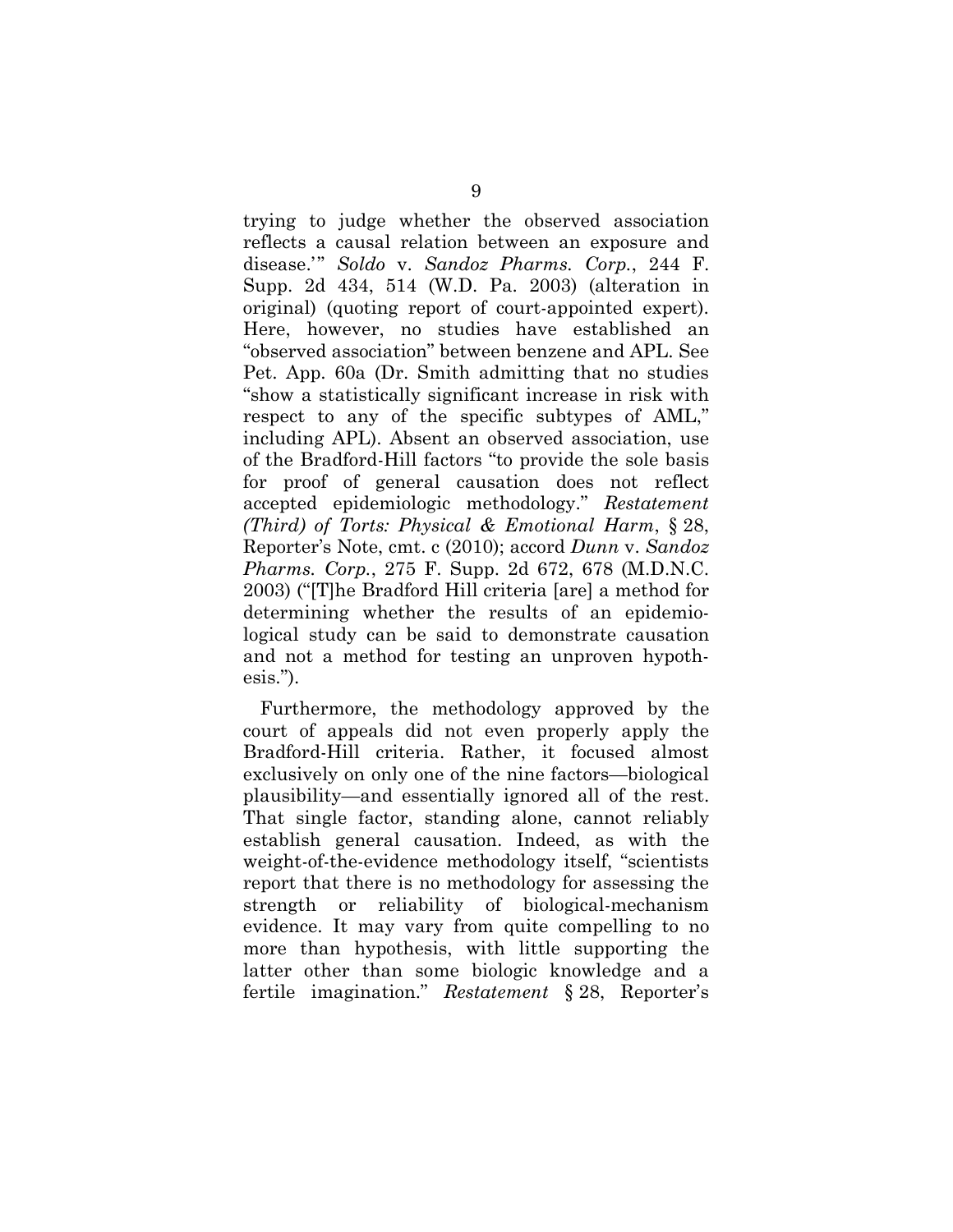trying to judge whether the observed association reflects a causal relation between an exposure and disease.'" *Soldo* v. *Sandoz Pharms. Corp.*, 244 F. Supp. 2d 434, 514 (W.D. Pa. 2003) (alteration in original) (quoting report of court-appointed expert). Here, however, no studies have established an "observed association" between benzene and APL. See Pet. App. 60a (Dr. Smith admitting that no studies "show a statistically significant increase in risk with respect to any of the specific subtypes of AML," including APL). Absent an observed association, use of the Bradford-Hill factors "to provide the sole basis for proof of general causation does not reflect accepted epidemiologic methodology." *Restatement (Third) of Torts: Physical & Emotional Harm*, § 28, Reporter's Note, cmt. c (2010); accord *Dunn* v. *Sandoz Pharms. Corp.*, 275 F. Supp. 2d 672, 678 (M.D.N.C. 2003) ("[T]he Bradford Hill criteria [are] a method for determining whether the results of an epidemiological study can be said to demonstrate causation and not a method for testing an unproven hypothesis.").

Furthermore, the methodology approved by the court of appeals did not even properly apply the Bradford-Hill criteria. Rather, it focused almost exclusively on only one of the nine factors—biological plausibility—and essentially ignored all of the rest. That single factor, standing alone, cannot reliably establish general causation. Indeed, as with the weight-of-the-evidence methodology itself, "scientists report that there is no methodology for assessing the strength or reliability of biological-mechanism evidence. It may vary from quite compelling to no more than hypothesis, with little supporting the latter other than some biologic knowledge and a fertile imagination." *Restatement* § 28, Reporter's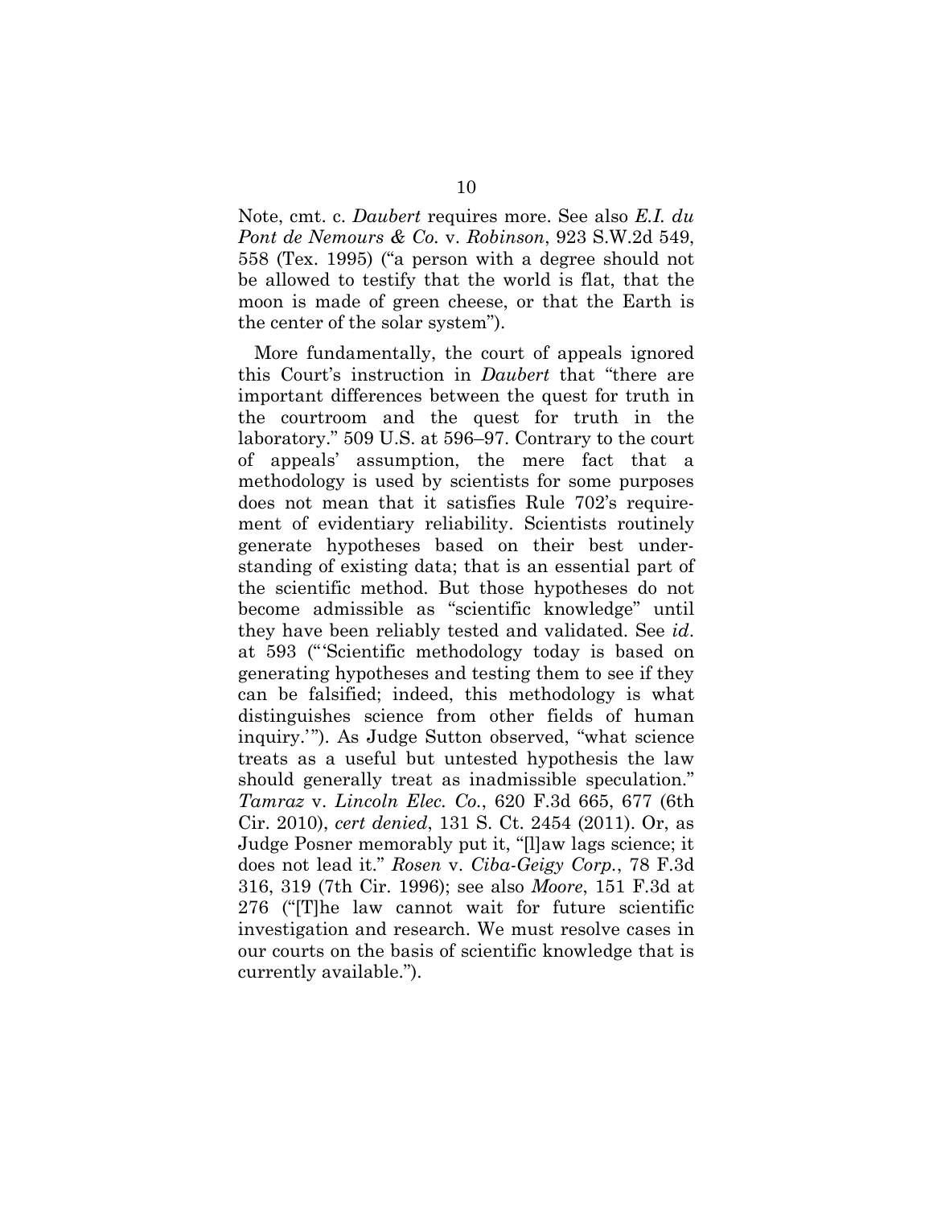Note, cmt. c. *Daubert* requires more. See also *E.I. du Pont de Nemours & Co.* v. *Robinson*, 923 S.W.2d 549, 558 (Tex. 1995) ("a person with a degree should not be allowed to testify that the world is flat, that the moon is made of green cheese, or that the Earth is the center of the solar system").

More fundamentally, the court of appeals ignored this Court's instruction in *Daubert* that "there are important differences between the quest for truth in the courtroom and the quest for truth in the laboratory." 509 U.S. at 596–97. Contrary to the court of appeals' assumption, the mere fact that a methodology is used by scientists for some purposes does not mean that it satisfies Rule 702's requirement of evidentiary reliability. Scientists routinely generate hypotheses based on their best understanding of existing data; that is an essential part of the scientific method. But those hypotheses do not become admissible as "scientific knowledge" until they have been reliably tested and validated. See *id*. at 593 ("'Scientific methodology today is based on generating hypotheses and testing them to see if they can be falsified; indeed, this methodology is what distinguishes science from other fields of human inquiry.'"). As Judge Sutton observed, "what science treats as a useful but untested hypothesis the law should generally treat as inadmissible speculation." *Tamraz* v. *Lincoln Elec. Co.*, 620 F.3d 665, 677 (6th Cir. 2010), *cert denied*, 131 S. Ct. 2454 (2011). Or, as Judge Posner memorably put it, "[l]aw lags science; it does not lead it." *Rosen* v. *Ciba-Geigy Corp.*, 78 F.3d 316, 319 (7th Cir. 1996); see also *Moore*, 151 F.3d at 276 ("[T]he law cannot wait for future scientific investigation and research. We must resolve cases in our courts on the basis of scientific knowledge that is currently available.").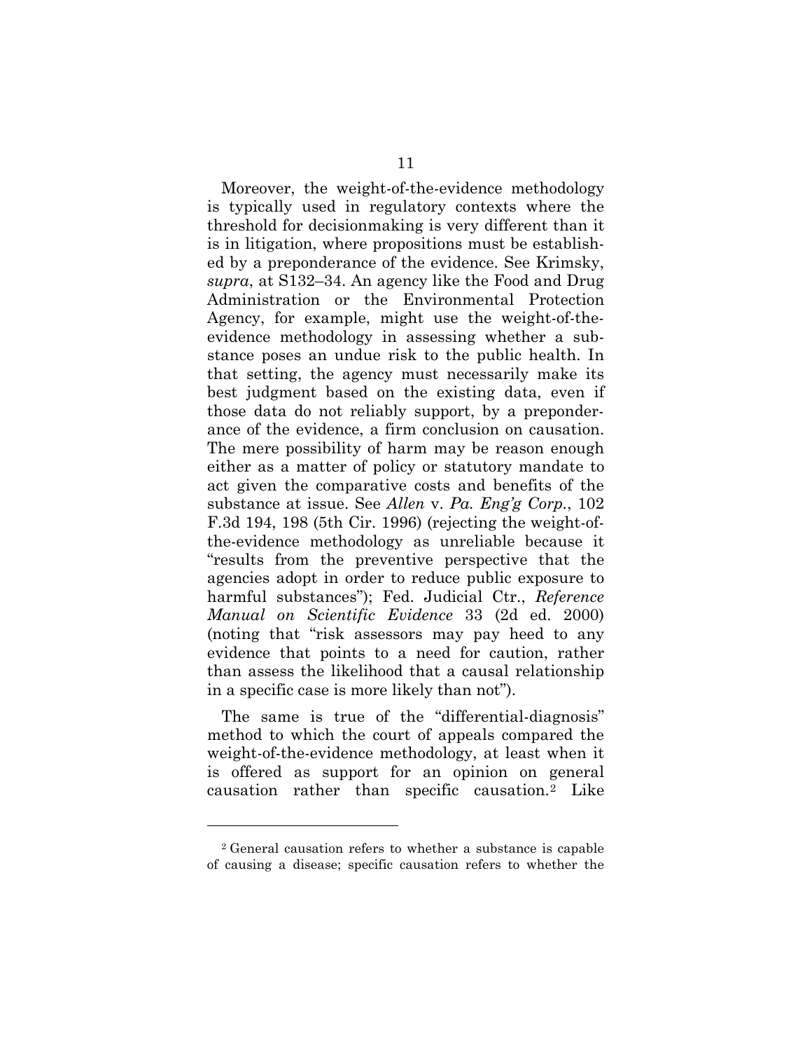Moreover, the weight-of-the-evidence methodology is typically used in regulatory contexts where the threshold for decisionmaking is very different than it is in litigation, where propositions must be established by a preponderance of the evidence. See Krimsky, *supra*, at S132–34. An agency like the Food and Drug Administration or the Environmental Protection Agency, for example, might use the weight-of-the-evidence methodology in assessing whether a substance poses an undue risk to the public health. In that setting, the agency must necessarily make its best judgment based on the existing data, even if those data do not reliably support, by a preponderance of the evidence, a firm conclusion on causation. The mere possibility of harm may be reason enough either as a matter of policy or statutory mandate to act given the comparative costs and benefits of the substance at issue. See *Allen* v. *Pa. Eng'g Corp.*, 102 F.3d 194, 198 (5th Cir. 1996) (rejecting the weight-of-the-evidence methodology as unreliable because it "results from the preventive perspective that the agencies adopt in order to reduce public exposure to harmful substances"); Fed. Judicial Ctr., *Reference Manual on Scientific Evidence* 33 (2d ed. 2000) (noting that "risk assessors may pay heed to any evidence that points to a need for caution, rather than assess the likelihood that a causal relationship in a specific case is more likely than not").

The same is true of the "differential-diagnosis" method to which the court of appeals compared the weight-of-the-evidence methodology, at least when it is offered as support for an opinion on general causation rather than specific causation.[2] Like

---

[2] General causation refers to whether a substance is capable of causing a disease; specific causation refers to whether the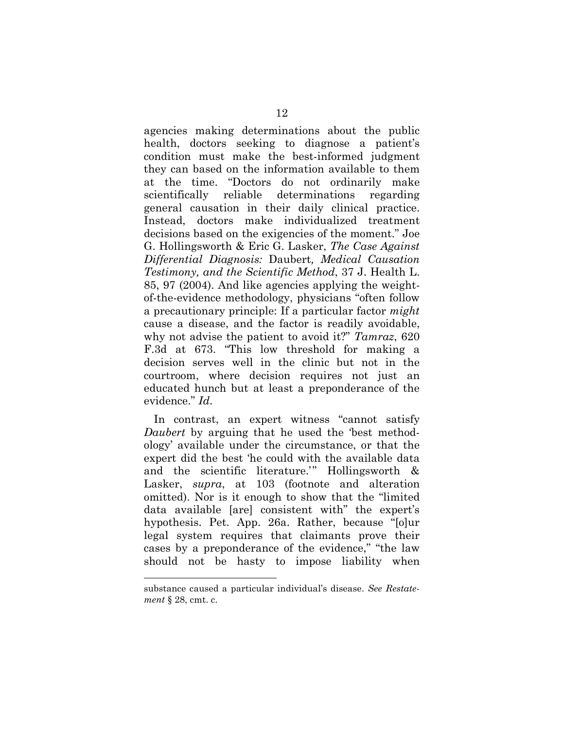agencies making determinations about the public health, doctors seeking to diagnose a patient's condition must make the best-informed judgment they can based on the information available to them at the time. "Doctors do not ordinarily make scientifically reliable determinations regarding general causation in their daily clinical practice. Instead, doctors make individualized treatment decisions based on the exigencies of the moment." Joe G. Hollingsworth & Eric G. Lasker, *The Case Against Differential Diagnosis:* Daubert*, Medical Causation Testimony, and the Scientific Method*, 37 J. Health L. 85, 97 (2004). And like agencies applying the weight-of-the-evidence methodology, physicians "often follow a precautionary principle: If a particular factor *might* cause a disease, and the factor is readily avoidable, why not advise the patient to avoid it?" *Tamraz*, 620 F.3d at 673. "This low threshold for making a decision serves well in the clinic but not in the courtroom, where decision requires not just an educated hunch but at least a preponderance of the evidence." *Id*.

In contrast, an expert witness "cannot satisfy *Daubert* by arguing that he used the 'best methodology' available under the circumstance, or that the expert did the best 'he could with the available data and the scientific literature.'" Hollingsworth & Lasker, *supra*, at 103 (footnote and alteration omitted). Nor is it enough to show that the "limited data available [are] consistent with" the expert's hypothesis. Pet. App. 26a. Rather, because "[o]ur legal system requires that claimants prove their cases by a preponderance of the evidence," "the law should not be hasty to impose liability when

---

substance caused a particular individual's disease. *See Restatement* § 28, cmt. c.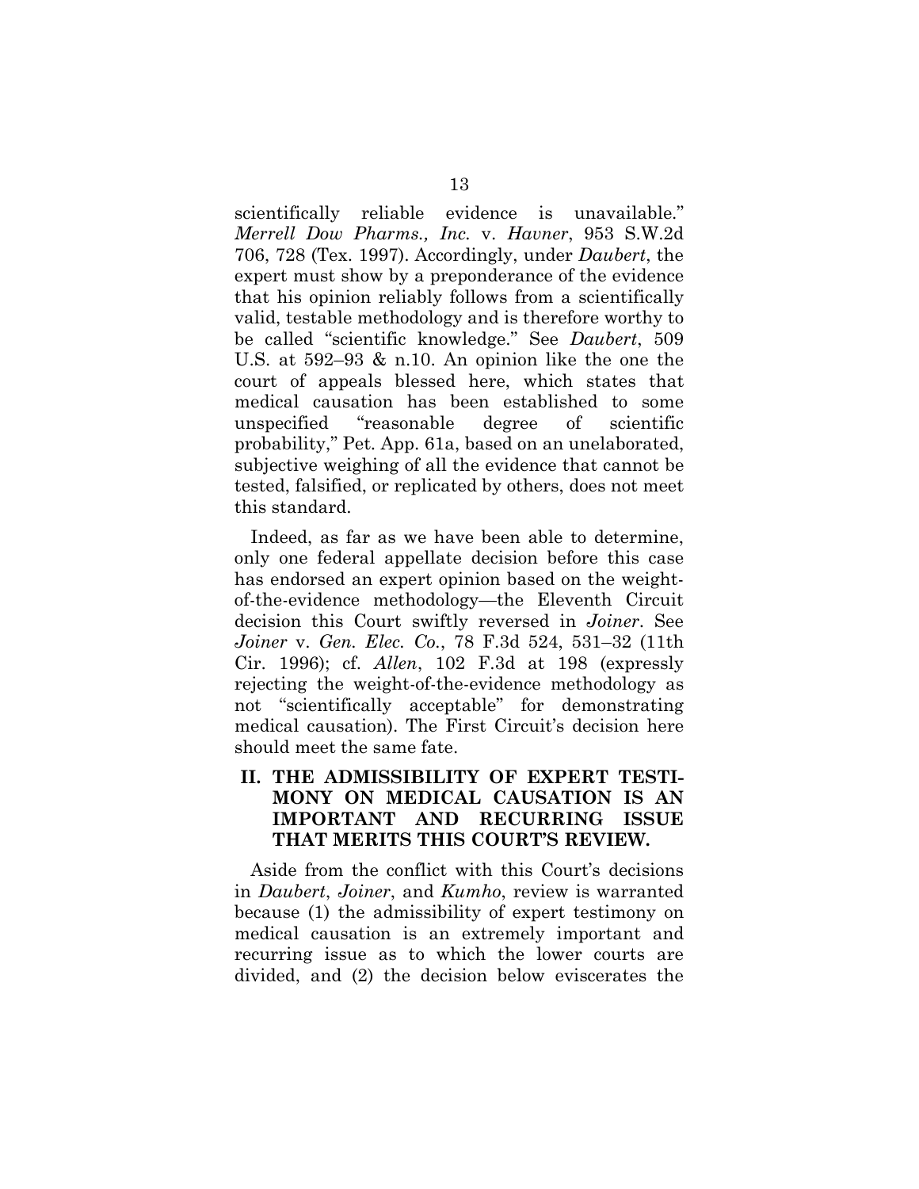scientifically reliable evidence is unavailable." *Merrell Dow Pharms., Inc.* v. *Havner*, 953 S.W.2d 706, 728 (Tex. 1997). Accordingly, under *Daubert*, the expert must show by a preponderance of the evidence that his opinion reliably follows from a scientifically valid, testable methodology and is therefore worthy to be called "scientific knowledge." See *Daubert*, 509 U.S. at 592–93 & n.10. An opinion like the one the court of appeals blessed here, which states that medical causation has been established to some unspecified "reasonable degree of scientific probability," Pet. App. 61a, based on an unelaborated, subjective weighing of all the evidence that cannot be tested, falsified, or replicated by others, does not meet this standard.

Indeed, as far as we have been able to determine, only one federal appellate decision before this case has endorsed an expert opinion based on the weight-of-the-evidence methodology—the Eleventh Circuit decision this Court swiftly reversed in *Joiner*. See *Joiner* v. *Gen. Elec. Co.*, 78 F.3d 524, 531–32 (11th Cir. 1996); cf. *Allen*, 102 F.3d at 198 (expressly rejecting the weight-of-the-evidence methodology as not "scientifically acceptable" for demonstrating medical causation). The First Circuit's decision here should meet the same fate.

## II. THE ADMISSIBILITY OF EXPERT TESTIMONY ON MEDICAL CAUSATION IS AN IMPORTANT AND RECURRING ISSUE THAT MERITS THIS COURT'S REVIEW.

Aside from the conflict with this Court's decisions in *Daubert*, *Joiner*, and *Kumho*, review is warranted because (1) the admissibility of expert testimony on medical causation is an extremely important and recurring issue as to which the lower courts are divided, and (2) the decision below eviscerates the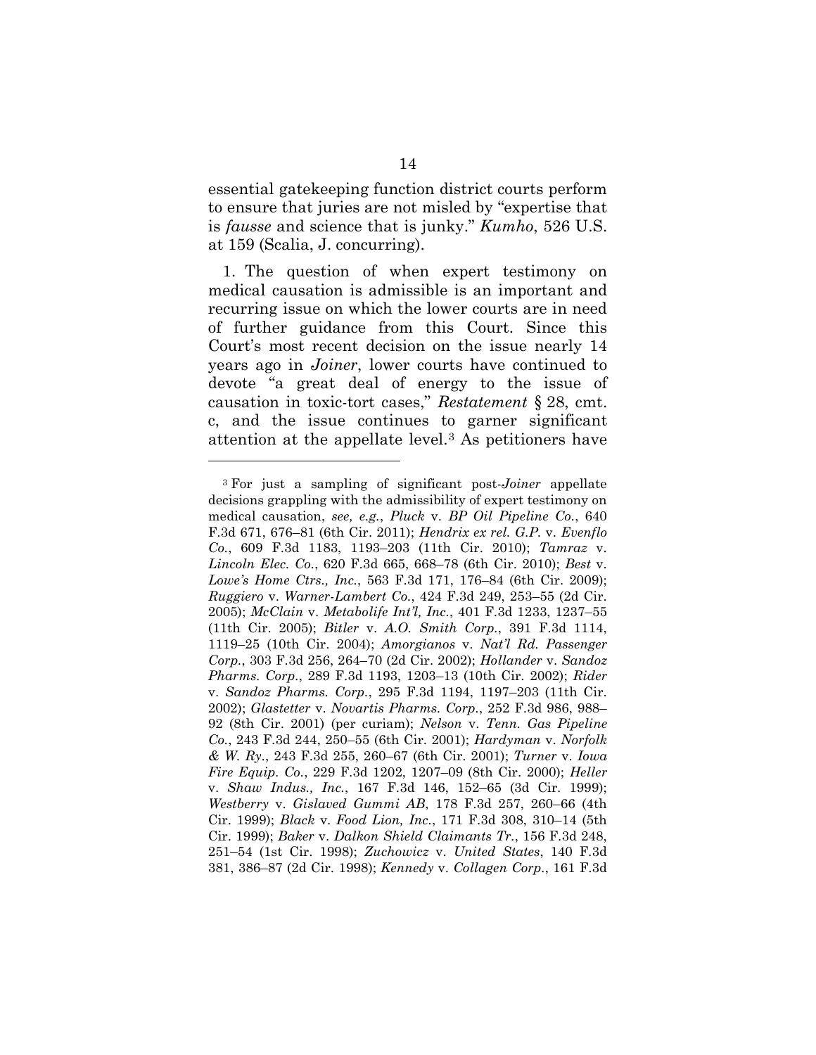essential gatekeeping function district courts perform to ensure that juries are not misled by "expertise that is *fausse* and science that is junky." *Kumho*, 526 U.S. at 159 (Scalia, J. concurring).

1. The question of when expert testimony on medical causation is admissible is an important and recurring issue on which the lower courts are in need of further guidance from this Court. Since this Court's most recent decision on the issue nearly 14 years ago in *Joiner*, lower courts have continued to devote "a great deal of energy to the issue of causation in toxic-tort cases," *Restatement* § 28, cmt. c, and the issue continues to garner significant attention at the appellate level.[3] As petitioners have

---

[3] For just a sampling of significant post-*Joiner* appellate decisions grappling with the admissibility of expert testimony on medical causation, *see, e.g.*, *Pluck* v. *BP Oil Pipeline Co.*, 640 F.3d 671, 676–81 (6th Cir. 2011); *Hendrix ex rel. G.P.* v. *Evenflo Co.*, 609 F.3d 1183, 1193–203 (11th Cir. 2010); *Tamraz* v. *Lincoln Elec. Co.*, 620 F.3d 665, 668–78 (6th Cir. 2010); *Best* v. *Lowe's Home Ctrs., Inc.*, 563 F.3d 171, 176–84 (6th Cir. 2009); *Ruggiero* v. *Warner-Lambert Co.*, 424 F.3d 249, 253–55 (2d Cir. 2005); *McClain* v. *Metabolife Int'l, Inc.*, 401 F.3d 1233, 1237–55 (11th Cir. 2005); *Bitler* v. *A.O. Smith Corp.*, 391 F.3d 1114, 1119–25 (10th Cir. 2004); *Amorgianos* v. *Nat'l Rd. Passenger Corp.*, 303 F.3d 256, 264–70 (2d Cir. 2002); *Hollander* v. *Sandoz Pharms. Corp.*, 289 F.3d 1193, 1203–13 (10th Cir. 2002); *Rider* v. *Sandoz Pharms. Corp.*, 295 F.3d 1194, 1197–203 (11th Cir. 2002); *Glastetter* v. *Novartis Pharms. Corp.*, 252 F.3d 986, 988–92 (8th Cir. 2001) (per curiam); *Nelson* v. *Tenn. Gas Pipeline Co.*, 243 F.3d 244, 250–55 (6th Cir. 2001); *Hardyman* v. *Norfolk & W. Ry.*, 243 F.3d 255, 260–67 (6th Cir. 2001); *Turner* v. *Iowa Fire Equip. Co.*, 229 F.3d 1202, 1207–09 (8th Cir. 2000); *Heller* v. *Shaw Indus., Inc.*, 167 F.3d 146, 152–65 (3d Cir. 1999); *Westberry* v. *Gislaved Gummi AB*, 178 F.3d 257, 260–66 (4th Cir. 1999); *Black* v. *Food Lion, Inc.*, 171 F.3d 308, 310–14 (5th Cir. 1999); *Baker* v. *Dalkon Shield Claimants Tr.*, 156 F.3d 248, 251–54 (1st Cir. 1998); *Zuchowicz* v. *United States*, 140 F.3d 381, 386–87 (2d Cir. 1998); *Kennedy* v. *Collagen Corp.*, 161 F.3d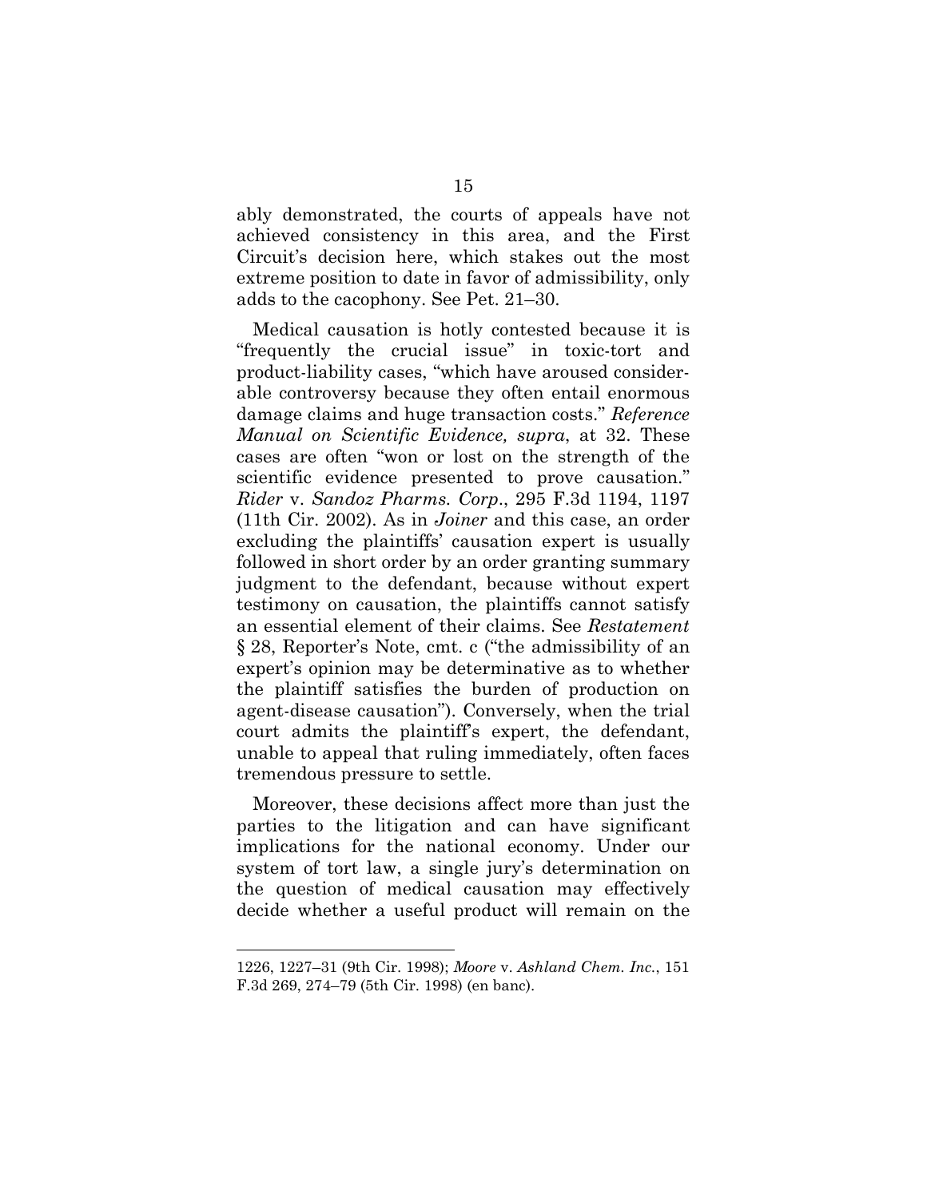ably demonstrated, the courts of appeals have not achieved consistency in this area, and the First Circuit's decision here, which stakes out the most extreme position to date in favor of admissibility, only adds to the cacophony. See Pet. 21–30.

Medical causation is hotly contested because it is "frequently the crucial issue" in toxic-tort and product-liability cases, "which have aroused considerable controversy because they often entail enormous damage claims and huge transaction costs." *Reference Manual on Scientific Evidence, supra*, at 32. These cases are often "won or lost on the strength of the scientific evidence presented to prove causation." *Rider* v. *Sandoz Pharms. Corp*., 295 F.3d 1194, 1197 (11th Cir. 2002). As in *Joiner* and this case, an order excluding the plaintiffs' causation expert is usually followed in short order by an order granting summary judgment to the defendant, because without expert testimony on causation, the plaintiffs cannot satisfy an essential element of their claims. See *Restatement* § 28, Reporter's Note, cmt. c ("the admissibility of an expert's opinion may be determinative as to whether the plaintiff satisfies the burden of production on agent-disease causation"). Conversely, when the trial court admits the plaintiff's expert, the defendant, unable to appeal that ruling immediately, often faces tremendous pressure to settle.

Moreover, these decisions affect more than just the parties to the litigation and can have significant implications for the national economy. Under our system of tort law, a single jury's determination on the question of medical causation may effectively decide whether a useful product will remain on the

---

1226, 1227–31 (9th Cir. 1998); *Moore* v. *Ashland Chem. Inc.*, 151 F.3d 269, 274–79 (5th Cir. 1998) (en banc).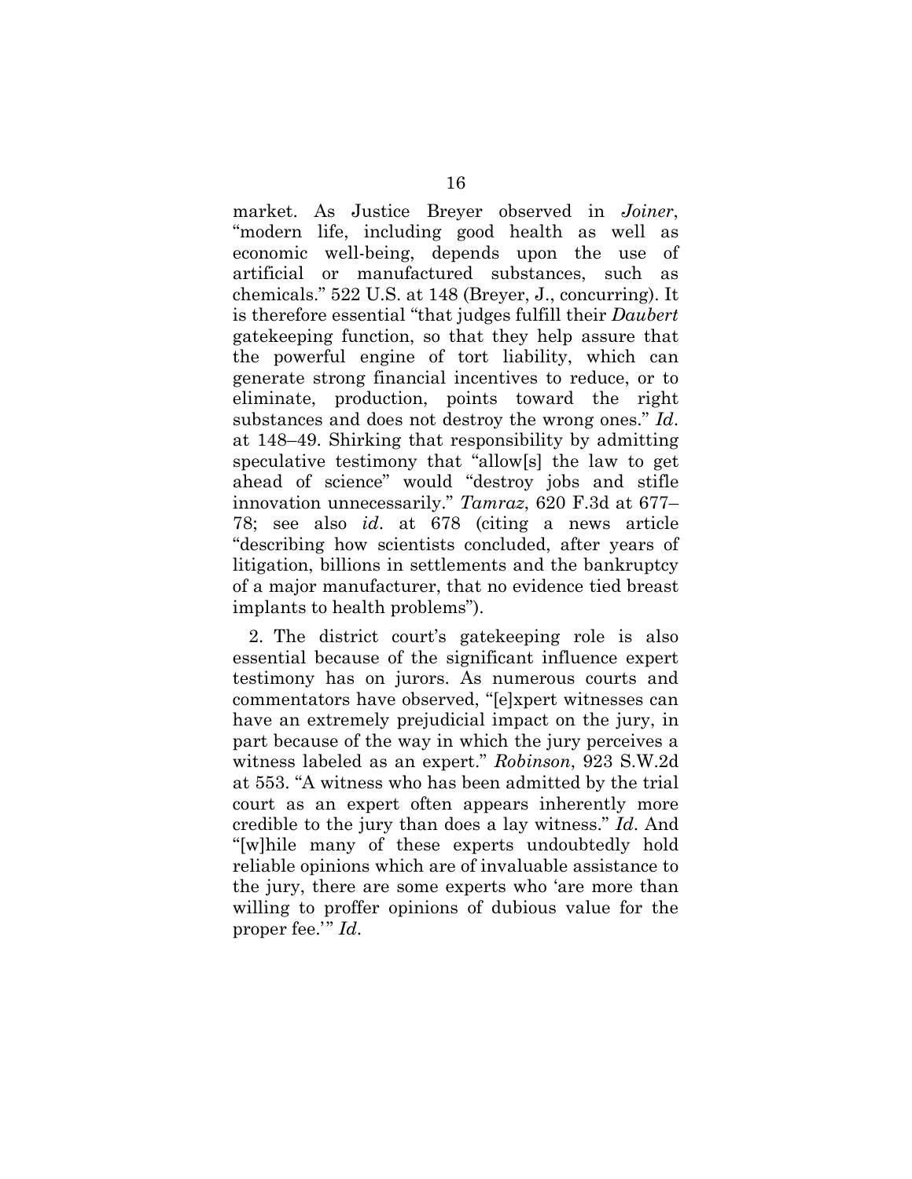market. As Justice Breyer observed in *Joiner*, "modern life, including good health as well as economic well-being, depends upon the use of artificial or manufactured substances, such as chemicals." 522 U.S. at 148 (Breyer, J., concurring). It is therefore essential "that judges fulfill their *Daubert* gatekeeping function, so that they help assure that the powerful engine of tort liability, which can generate strong financial incentives to reduce, or to eliminate, production, points toward the right substances and does not destroy the wrong ones." *Id*. at 148–49. Shirking that responsibility by admitting speculative testimony that "allow[s] the law to get ahead of science" would "destroy jobs and stifle innovation unnecessarily." *Tamraz*, 620 F.3d at 677–78; see also *id*. at 678 (citing a news article "describing how scientists concluded, after years of litigation, billions in settlements and the bankruptcy of a major manufacturer, that no evidence tied breast implants to health problems").

2. The district court's gatekeeping role is also essential because of the significant influence expert testimony has on jurors. As numerous courts and commentators have observed, "[e]xpert witnesses can have an extremely prejudicial impact on the jury, in part because of the way in which the jury perceives a witness labeled as an expert." *Robinson*, 923 S.W.2d at 553. "A witness who has been admitted by the trial court as an expert often appears inherently more credible to the jury than does a lay witness." *Id*. And "[w]hile many of these experts undoubtedly hold reliable opinions which are of invaluable assistance to the jury, there are some experts who 'are more than willing to proffer opinions of dubious value for the proper fee.'" *Id*.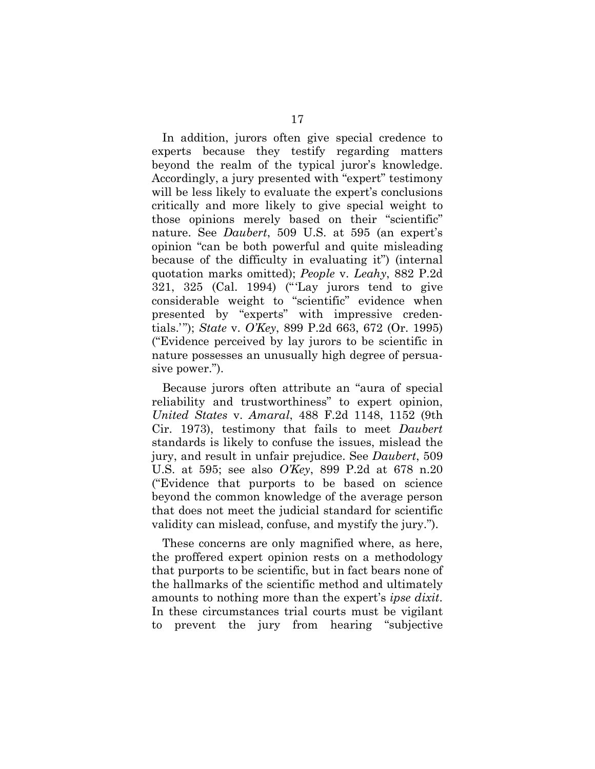In addition, jurors often give special credence to experts because they testify regarding matters beyond the realm of the typical juror's knowledge. Accordingly, a jury presented with "expert" testimony will be less likely to evaluate the expert's conclusions critically and more likely to give special weight to those opinions merely based on their "scientific" nature. See *Daubert*, 509 U.S. at 595 (an expert's opinion "can be both powerful and quite misleading because of the difficulty in evaluating it") (internal quotation marks omitted); *People* v. *Leahy*, 882 P.2d 321, 325 (Cal. 1994) ("'Lay jurors tend to give considerable weight to "scientific" evidence when presented by "experts" with impressive credentials.'"); *State* v. *O'Key*, 899 P.2d 663, 672 (Or. 1995) ("Evidence perceived by lay jurors to be scientific in nature possesses an unusually high degree of persuasive power.").

Because jurors often attribute an "aura of special reliability and trustworthiness" to expert opinion, *United States* v. *Amaral*, 488 F.2d 1148, 1152 (9th Cir. 1973), testimony that fails to meet *Daubert* standards is likely to confuse the issues, mislead the jury, and result in unfair prejudice. See *Daubert*, 509 U.S. at 595; see also *O'Key*, 899 P.2d at 678 n.20 ("Evidence that purports to be based on science beyond the common knowledge of the average person that does not meet the judicial standard for scientific validity can mislead, confuse, and mystify the jury.").

These concerns are only magnified where, as here, the proffered expert opinion rests on a methodology that purports to be scientific, but in fact bears none of the hallmarks of the scientific method and ultimately amounts to nothing more than the expert's *ipse dixit*. In these circumstances trial courts must be vigilant to prevent the jury from hearing "subjective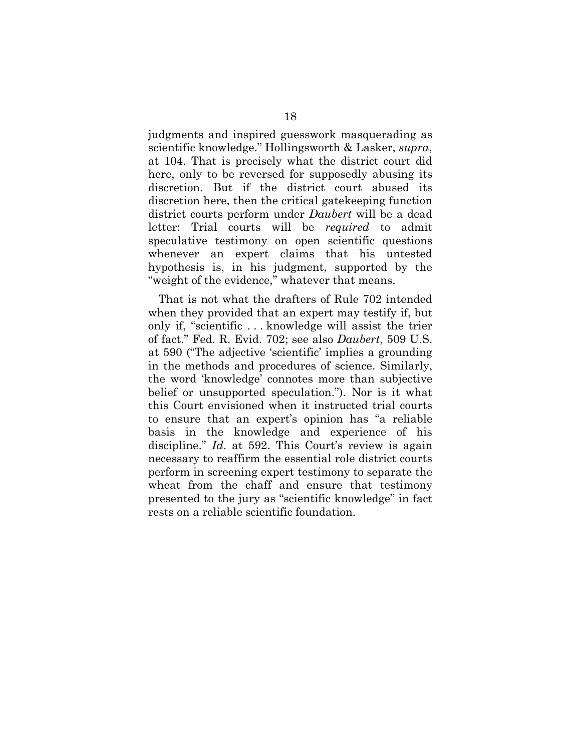judgments and inspired guesswork masquerading as scientific knowledge." Hollingsworth & Lasker, *supra*, at 104. That is precisely what the district court did here, only to be reversed for supposedly abusing its discretion. But if the district court abused its discretion here, then the critical gatekeeping function district courts perform under *Daubert* will be a dead letter: Trial courts will be *required* to admit speculative testimony on open scientific questions whenever an expert claims that his untested hypothesis is, in his judgment, supported by the "weight of the evidence," whatever that means.

That is not what the drafters of Rule 702 intended when they provided that an expert may testify if, but only if, "scientific . . . knowledge will assist the trier of fact." Fed. R. Evid. 702; see also *Daubert*, 509 U.S. at 590 ("The adjective 'scientific' implies a grounding in the methods and procedures of science. Similarly, the word 'knowledge' connotes more than subjective belief or unsupported speculation."). Nor is it what this Court envisioned when it instructed trial courts to ensure that an expert's opinion has "a reliable basis in the knowledge and experience of his discipline." *Id*. at 592. This Court's review is again necessary to reaffirm the essential role district courts perform in screening expert testimony to separate the wheat from the chaff and ensure that testimony presented to the jury as "scientific knowledge" in fact rests on a reliable scientific foundation.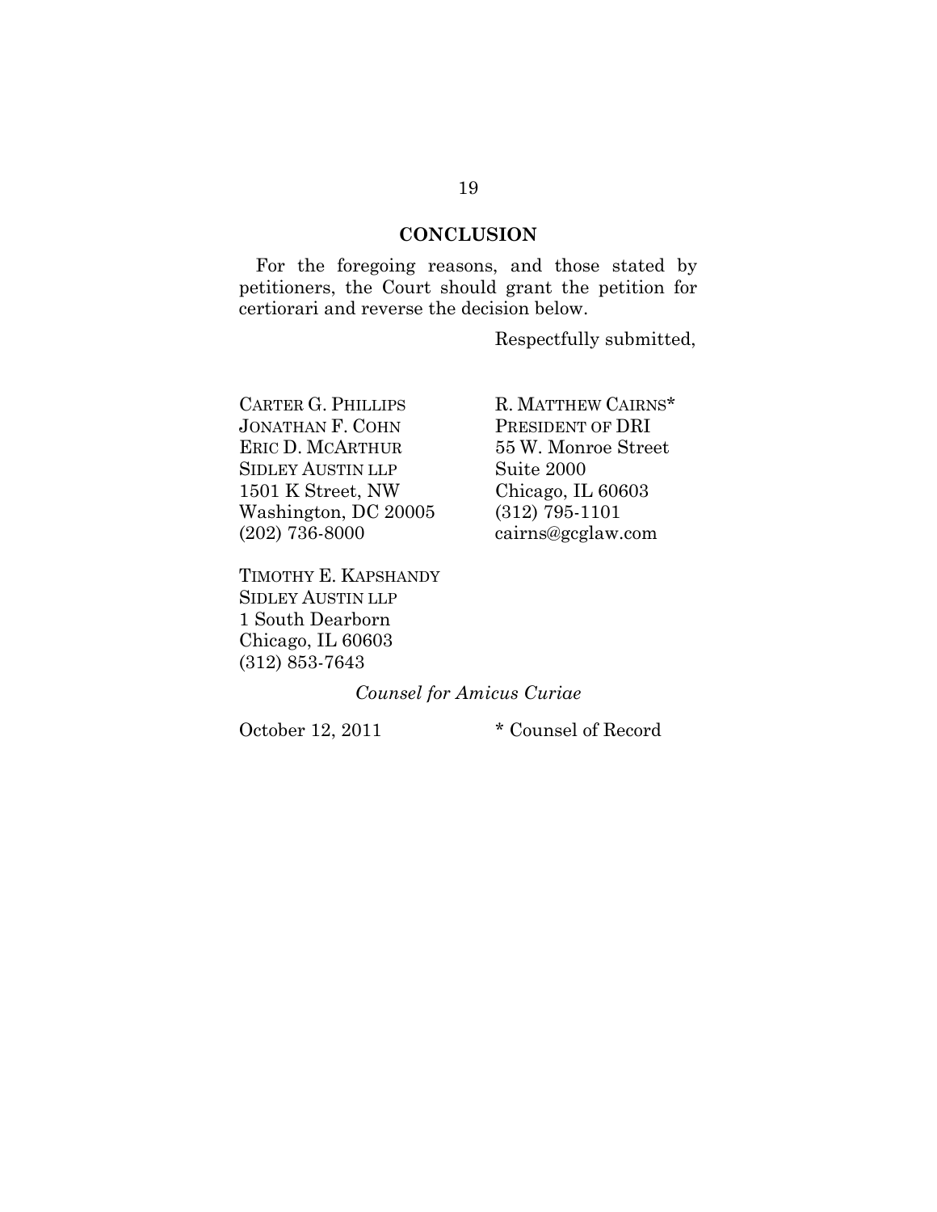## CONCLUSION

For the foregoing reasons, and those stated by petitioners, the Court should grant the petition for certiorari and reverse the decision below.

Respectfully submitted,

CARTER G. PHILLIPS
JONATHAN F. COHN
ERIC D. MCARTHUR
SIDLEY AUSTIN LLP
1501 K Street, NW
Washington, DC 20005
(202) 736-8000

TIMOTHY E. KAPSHANDY
SIDLEY AUSTIN LLP
1 South Dearborn
Chicago, IL 60603
(312) 853-7643

R. MATTHEW CAIRNS*
PRESIDENT OF DRI
55 W. Monroe Street
Suite 2000
Chicago, IL 60603
(312) 795-1101
cairns@gcglaw.com

*Counsel for Amicus Curiae*

October 12, 2011

\* Counsel of Record